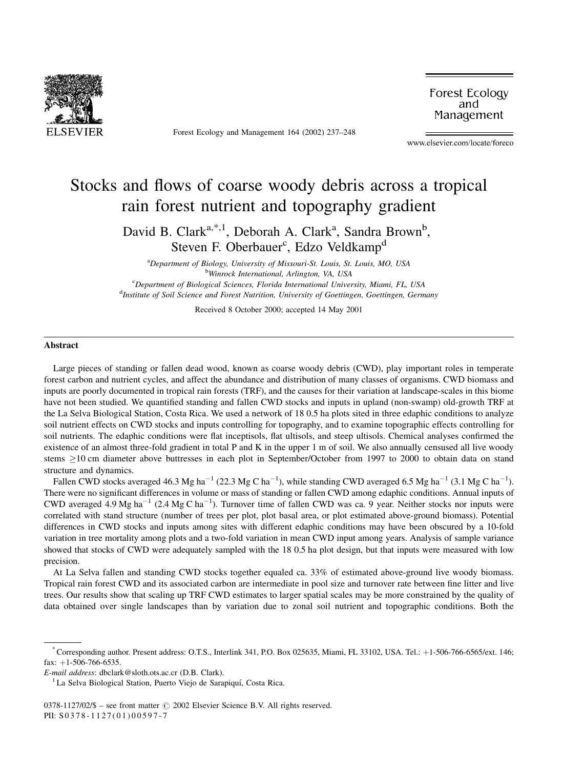# Stocks and flows of coarse woody debris across a tropical rain forest nutrient and topography gradient

David B. Clark[a,*,1], Deborah A. Clark[a], Sandra Brown[b], Steven F. Oberbauer[c], Edzo Veldkamp[d]

[a]Department of Biology, University of Missouri-St. Louis, St. Louis, MO, USA
[b]Winrock International, Arlington, VA, USA
[c]Department of Biological Sciences, Florida International University, Miami, FL, USA
[d]Institute of Soil Science and Forest Nutrition, University of Goettingen, Goettingen, Germany

Received 8 October 2000; accepted 14 May 2001

## Abstract

Large pieces of standing or fallen dead wood, known as coarse woody debris (CWD), play important roles in temperate forest carbon and nutrient cycles, and affect the abundance and distribution of many classes of organisms. CWD biomass and inputs are poorly documented in tropical rain forests (TRF), and the causes for their variation at landscape-scales in this biome have not been studied. We quantified standing and fallen CWD stocks and inputs in upland (non-swamp) old-growth TRF at the La Selva Biological Station, Costa Rica. We used a network of 18 0.5 ha plots sited in three edaphic conditions to analyze soil nutrient effects on CWD stocks and inputs controlling for topography, and to examine topographic effects controlling for soil nutrients. The edaphic conditions were flat inceptisols, flat ultisols, and steep ultisols. Chemical analyses confirmed the existence of an almost three-fold gradient in total P and K in the upper 1 m of soil. We also annually censused all live woody stems $\geq$10 cm diameter above buttresses in each plot in September/October from 1997 to 2000 to obtain data on stand structure and dynamics.

Fallen CWD stocks averaged 46.3 Mg $ha^{-1}$ (22.3 Mg C $ha^{-1}$), while standing CWD averaged 6.5 Mg $ha^{-1}$ (3.1 Mg C $ha^{-1}$). There were no significant differences in volume or mass of standing or fallen CWD among edaphic conditions. Annual inputs of CWD averaged 4.9 Mg $ha^{-1}$ (2.4 Mg C $ha^{-1}$). Turnover time of fallen CWD was ca. 9 year. Neither stocks nor inputs were correlated with stand structure (number of trees per plot, plot basal area, or plot estimated above-ground biomass). Potential differences in CWD stocks and inputs among sites with different edaphic conditions may have been obscured by a 10-fold variation in tree mortality among plots and a two-fold variation in mean CWD input among years. Analysis of sample variance showed that stocks of CWD were adequately sampled with the 18 0.5 ha plot design, but that inputs were measured with low precision.

At La Selva fallen and standing CWD stocks together equaled ca. 33% of estimated above-ground live woody biomass. Tropical rain forest CWD and its associated carbon are intermediate in pool size and turnover rate between fine litter and live trees. Our results show that scaling up TRF CWD estimates to larger spatial scales may be more constrained by the quality of data obtained over single landscapes than by variation due to zonal soil nutrient and topographic conditions. Both the

---

\* Corresponding author. Present address: O.T.S., Interlink 341, P.O. Box 025635, Miami, FL 33102, USA. Tel.: +1-506-766-6565/ext. 146; fax: +1-506-766-6535.
*E-mail address*: dbclark@sloth.ots.ac.cr (D.B. Clark).
[1] La Selva Biological Station, Puerto Viejo de Sarapiquí, Costa Rica.

0378-1127/02/$ - see front matter © 2002 Elsevier Science B.V. All rights reserved.
PII: S0378-1127(01)00597-7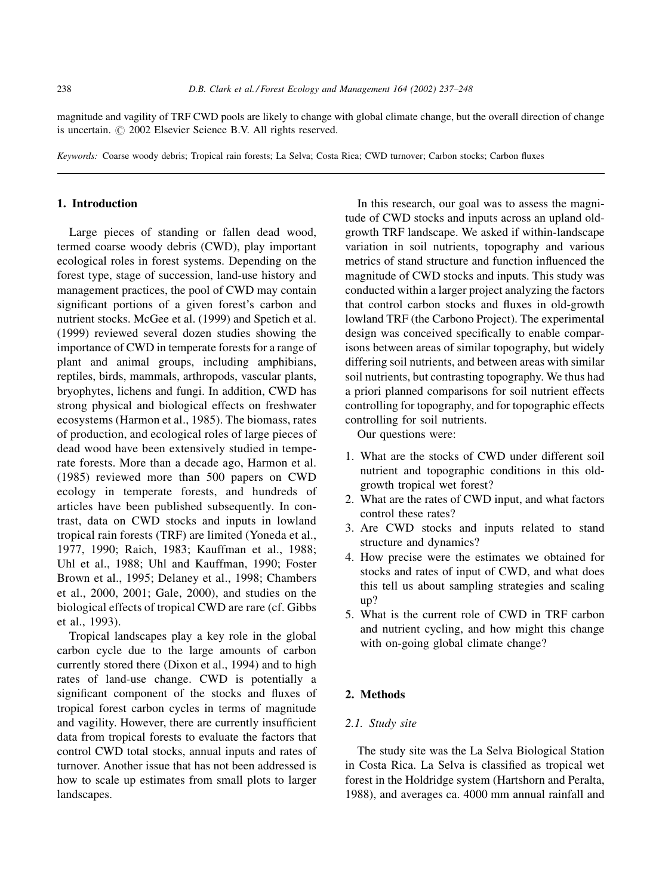magnitude and vagility of TRF CWD pools are likely to change with global climate change, but the overall direction of change is uncertain. © 2002 Elsevier Science B.V. All rights reserved.

*Keywords:* Coarse woody debris; Tropical rain forests; La Selva; Costa Rica; CWD turnover; Carbon stocks; Carbon fluxes

## 1. Introduction

Large pieces of standing or fallen dead wood, termed coarse woody debris (CWD), play important ecological roles in forest systems. Depending on the forest type, stage of succession, land-use history and management practices, the pool of CWD may contain significant portions of a given forest's carbon and nutrient stocks. McGee et al. (1999) and Spetich et al. (1999) reviewed several dozen studies showing the importance of CWD in temperate forests for a range of plant and animal groups, including amphibians, reptiles, birds, mammals, arthropods, vascular plants, bryophytes, lichens and fungi. In addition, CWD has strong physical and biological effects on freshwater ecosystems (Harmon et al., 1985). The biomass, rates of production, and ecological roles of large pieces of dead wood have been extensively studied in temperate forests. More than a decade ago, Harmon et al. (1985) reviewed more than 500 papers on CWD ecology in temperate forests, and hundreds of articles have been published subsequently. In contrast, data on CWD stocks and inputs in lowland tropical rain forests (TRF) are limited (Yoneda et al., 1977, 1990; Raich, 1983; Kauffman et al., 1988; Uhl et al., 1988; Uhl and Kauffman, 1990; Foster Brown et al., 1995; Delaney et al., 1998; Chambers et al., 2000, 2001; Gale, 2000), and studies on the biological effects of tropical CWD are rare (cf. Gibbs et al., 1993).

Tropical landscapes play a key role in the global carbon cycle due to the large amounts of carbon currently stored there (Dixon et al., 1994) and to high rates of land-use change. CWD is potentially a significant component of the stocks and fluxes of tropical forest carbon cycles in terms of magnitude and vagility. However, there are currently insufficient data from tropical forests to evaluate the factors that control CWD total stocks, annual inputs and rates of turnover. Another issue that has not been addressed is how to scale up estimates from small plots to larger landscapes.

In this research, our goal was to assess the magnitude of CWD stocks and inputs across an upland old-growth TRF landscape. We asked if within-landscape variation in soil nutrients, topography and various metrics of stand structure and function influenced the magnitude of CWD stocks and inputs. This study was conducted within a larger project analyzing the factors that control carbon stocks and fluxes in old-growth lowland TRF (the Carbono Project). The experimental design was conceived specifically to enable comparisons between areas of similar topography, but widely differing soil nutrients, and between areas with similar soil nutrients, but contrasting topography. We thus had a priori planned comparisons for soil nutrient effects controlling for topography, and for topographic effects controlling for soil nutrients.

Our questions were:

1. What are the stocks of CWD under different soil nutrient and topographic conditions in this old-growth tropical wet forest?
2. What are the rates of CWD input, and what factors control these rates?
3. Are CWD stocks and inputs related to stand structure and dynamics?
4. How precise were the estimates we obtained for stocks and rates of input of CWD, and what does this tell us about sampling strategies and scaling up?
5. What is the current role of CWD in TRF carbon and nutrient cycling, and how might this change with on-going global climate change?

## 2. Methods

### 2.1. Study site

The study site was the La Selva Biological Station in Costa Rica. La Selva is classified as tropical wet forest in the Holdridge system (Hartshorn and Peralta, 1988), and averages ca. 4000 mm annual rainfall and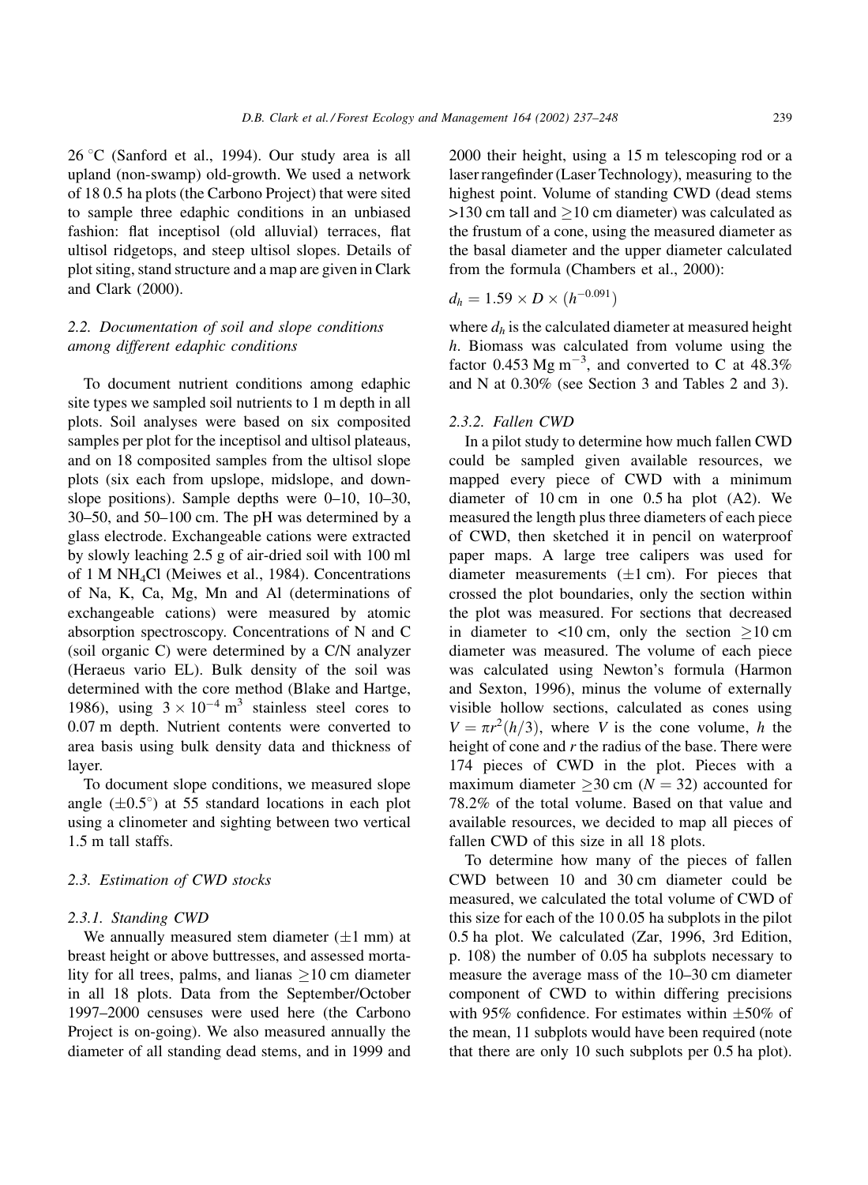26 °C (Sanford et al., 1994). Our study area is all upland (non-swamp) old-growth. We used a network of 18 0.5 ha plots (the Carbono Project) that were sited to sample three edaphic conditions in an unbiased fashion: flat inceptisol (old alluvial) terraces, flat ultisol ridgetops, and steep ultisol slopes. Details of plot siting, stand structure and a map are given in Clark and Clark (2000).

### 2.2. Documentation of soil and slope conditions among different edaphic conditions

To document nutrient conditions among edaphic site types we sampled soil nutrients to 1 m depth in all plots. Soil analyses were based on six composited samples per plot for the inceptisol and ultisol plateaus, and on 18 composited samples from the ultisol slope plots (six each from upslope, midslope, and downslope positions). Sample depths were 0–10, 10–30, 30–50, and 50–100 cm. The pH was determined by a glass electrode. Exchangeable cations were extracted by slowly leaching 2.5 g of air-dried soil with 100 ml of 1 M $NH_4Cl$ (Meiwes et al., 1984). Concentrations of Na, K, Ca, Mg, Mn and Al (determinations of exchangeable cations) were measured by atomic absorption spectroscopy. Concentrations of N and C (soil organic C) were determined by a C/N analyzer (Heraeus vario EL). Bulk density of the soil was determined with the core method (Blake and Hartge, 1986), using $3 \times 10^{-4}$ m$^3$ stainless steel cores to 0.07 m depth. Nutrient contents were converted to area basis using bulk density data and thickness of layer.

To document slope conditions, we measured slope angle ($\pm 0.5^\circ$) at 55 standard locations in each plot using a clinometer and sighting between two vertical 1.5 m tall staffs.

### 2.3. Estimation of CWD stocks

#### 2.3.1. Standing CWD

We annually measured stem diameter ($\pm 1$ mm) at breast height or above buttresses, and assessed mortality for all trees, palms, and lianas $\geq 10$ cm diameter in all 18 plots. Data from the September/October 1997–2000 censuses were used here (the Carbono Project is on-going). We also measured annually the diameter of all standing dead stems, and in 1999 and 2000 their height, using a 15 m telescoping rod or a laser rangefinder (Laser Technology), measuring to the highest point. Volume of standing CWD (dead stems >130 cm tall and $\geq 10$ cm diameter) was calculated as the frustum of a cone, using the measured diameter as the basal diameter and the upper diameter calculated from the formula (Chambers et al., 2000):

$$d_h = 1.59 \times D \times (h^{-0.091})$$

where $d_h$ is the calculated diameter at measured height $h$. Biomass was calculated from volume using the factor 0.453 Mg m$^{-3}$, and converted to C at 48.3% and N at 0.30% (see Section 3 and Tables 2 and 3).

#### 2.3.2. Fallen CWD

In a pilot study to determine how much fallen CWD could be sampled given available resources, we mapped every piece of CWD with a minimum diameter of 10 cm in one 0.5 ha plot (A2). We measured the length plus three diameters of each piece of CWD, then sketched it in pencil on waterproof paper maps. A large tree calipers was used for diameter measurements ($\pm 1$ cm). For pieces that crossed the plot boundaries, only the section within the plot was measured. For sections that decreased in diameter to <10 cm, only the section $\geq 10$ cm diameter was measured. The volume of each piece was calculated using Newton's formula (Harmon and Sexton, 1996), minus the volume of externally visible hollow sections, calculated as cones using $V = \pi r^2 (h/3)$, where $V$ is the cone volume, $h$ the height of cone and $r$ the radius of the base. There were 174 pieces of CWD in the plot. Pieces with a maximum diameter $\geq 30$ cm ($N = 32$) accounted for 78.2% of the total volume. Based on that value and available resources, we decided to map all pieces of fallen CWD of this size in all 18 plots.

To determine how many of the pieces of fallen CWD between 10 and 30 cm diameter could be measured, we calculated the total volume of CWD of this size for each of the 10 0.05 ha subplots in the pilot 0.5 ha plot. We calculated (Zar, 1996, 3rd Edition, p. 108) the number of 0.05 ha subplots necessary to measure the average mass of the 10–30 cm diameter component of CWD to within differing precisions with 95% confidence. For estimates within $\pm 50\%$ of the mean, 11 subplots would have been required (note that there are only 10 such subplots per 0.5 ha plot).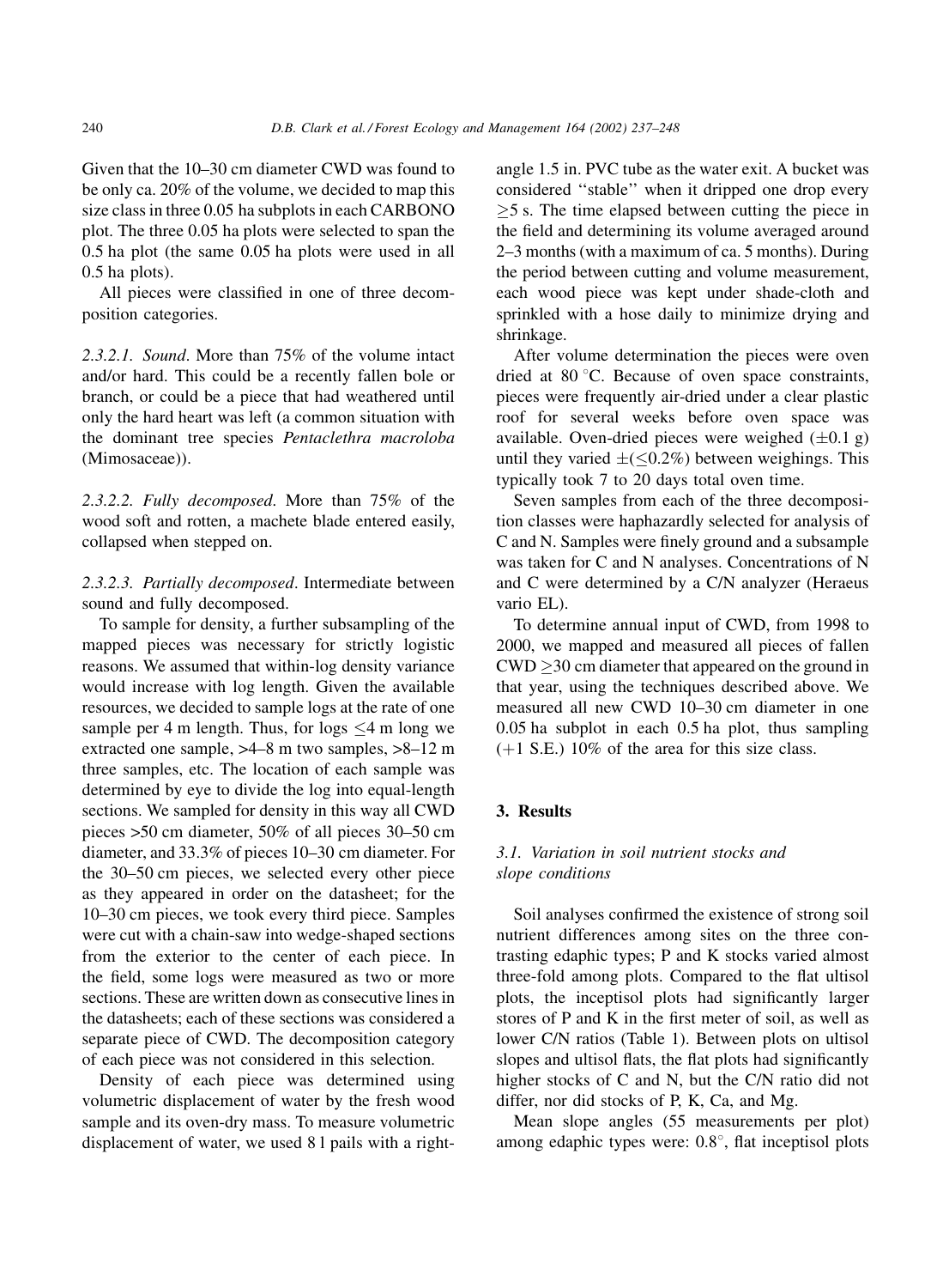Given that the 10–30 cm diameter CWD was found to be only ca. 20% of the volume, we decided to map this size class in three 0.05 ha subplots in each CARBONO plot. The three 0.05 ha plots were selected to span the 0.5 ha plot (the same 0.05 ha plots were used in all 0.5 ha plots).

All pieces were classified in one of three decomposition categories.

*2.3.2.1. Sound*. More than 75% of the volume intact and/or hard. This could be a recently fallen bole or branch, or could be a piece that had weathered until only the hard heart was left (a common situation with the dominant tree species *Pentaclethra macroloba* (Mimosaceae)).

*2.3.2.2. Fully decomposed*. More than 75% of the wood soft and rotten, a machete blade entered easily, collapsed when stepped on.

*2.3.2.3. Partially decomposed*. Intermediate between sound and fully decomposed.

To sample for density, a further subsampling of the mapped pieces was necessary for strictly logistic reasons. We assumed that within-log density variance would increase with log length. Given the available resources, we decided to sample logs at the rate of one sample per 4 m length. Thus, for logs $\leq 4$ m long we extracted one sample, >4–8 m two samples, >8–12 m three samples, etc. The location of each sample was determined by eye to divide the log into equal-length sections. We sampled for density in this way all CWD pieces >50 cm diameter, 50% of all pieces 30–50 cm diameter, and 33.3% of pieces 10–30 cm diameter. For the 30–50 cm pieces, we selected every other piece as they appeared in order on the datasheet; for the 10–30 cm pieces, we took every third piece. Samples were cut with a chain-saw into wedge-shaped sections from the exterior to the center of each piece. In the field, some logs were measured as two or more sections. These are written down as consecutive lines in the datasheets; each of these sections was considered a separate piece of CWD. The decomposition category of each piece was not considered in this selection.

Density of each piece was determined using volumetric displacement of water by the fresh wood sample and its oven-dry mass. To measure volumetric displacement of water, we used 8 l pails with a right-angle 1.5 in. PVC tube as the water exit. A bucket was considered "stable" when it dripped one drop every $\geq 5$ s. The time elapsed between cutting the piece in the field and determining its volume averaged around 2–3 months (with a maximum of ca. 5 months). During the period between cutting and volume measurement, each wood piece was kept under shade-cloth and sprinkled with a hose daily to minimize drying and shrinkage.

After volume determination the pieces were oven dried at 80 °C. Because of oven space constraints, pieces were frequently air-dried under a clear plastic roof for several weeks before oven space was available. Oven-dried pieces were weighed ($\pm 0.1$ g) until they varied $\pm(\leq 0.2\%)$ between weighings. This typically took 7 to 20 days total oven time.

Seven samples from each of the three decomposition classes were haphazardly selected for analysis of C and N. Samples were finely ground and a subsample was taken for C and N analyses. Concentrations of N and C were determined by a C/N analyzer (Heraeus vario EL).

To determine annual input of CWD, from 1998 to 2000, we mapped and measured all pieces of fallen CWD $\geq 30$ cm diameter that appeared on the ground in that year, using the techniques described above. We measured all new CWD 10–30 cm diameter in one 0.05 ha subplot in each 0.5 ha plot, thus sampling (+1 S.E.) 10% of the area for this size class.

## 3. Results

### 3.1. Variation in soil nutrient stocks and slope conditions

Soil analyses confirmed the existence of strong soil nutrient differences among sites on the three contrasting edaphic types; P and K stocks varied almost three-fold among plots. Compared to the flat ultisol plots, the inceptisol plots had significantly larger stores of P and K in the first meter of soil, as well as lower C/N ratios (Table 1). Between plots on ultisol slopes and ultisol flats, the flat plots had significantly higher stocks of C and N, but the C/N ratio did not differ, nor did stocks of P, K, Ca, and Mg.

Mean slope angles (55 measurements per plot) among edaphic types were: 0.8°, flat inceptisol plots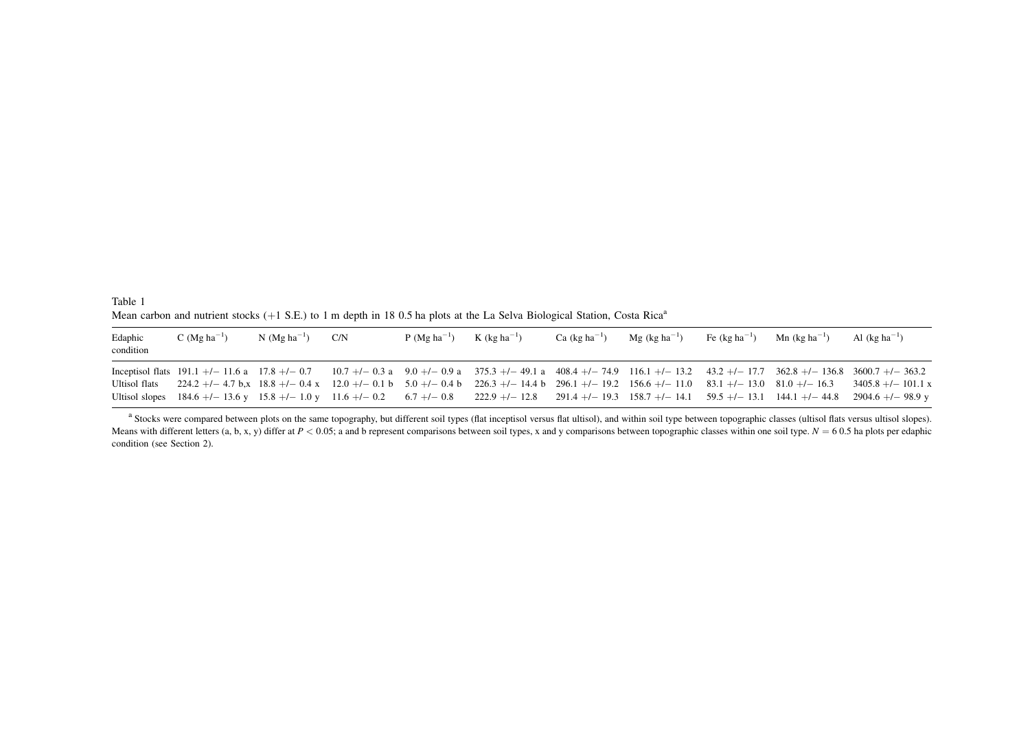Table 1
Mean carbon and nutrient stocks (+1 S.E.) to 1 m depth in 18 0.5 ha plots at the La Selva Biological Station, Costa Rica[a]

| Edaphic condition | C (Mg ha$^{-1}$) | N (Mg ha$^{-1}$) | C/N | P (Mg ha$^{-1}$) | K (kg ha$^{-1}$) | Ca (kg ha$^{-1}$) | Mg (kg ha$^{-1}$) | Fe (kg ha$^{-1}$) | Mn (kg ha$^{-1}$) | Al (kg ha$^{-1}$) |
|---|---|---|---|---|---|---|---|---|---|---|
| Inceptisol flats | 191.1 +/− 11.6 a | 17.8 +/− 0.7 | 10.7 +/− 0.3 a | 9.0 +/− 0.9 a | 375.3 +/− 49.1 a | 408.4 +/− 74.9 | 116.1 +/− 13.2 | 43.2 +/− 17.7 | 362.8 +/− 136.8 | 3600.7 +/− 363.2 |
| Ultisol flats | 224.2 +/− 4.7 b,x | 18.8 +/− 0.4 x | 12.0 +/− 0.1 b | 5.0 +/− 0.4 b | 226.3 +/− 14.4 b | 296.1 +/− 19.2 | 156.6 +/− 11.0 | 83.1 +/− 13.0 | 81.0 +/− 16.3 | 3405.8 +/− 101.1 x |
| Ultisol slopes | 184.6 +/− 13.6 y | 15.8 +/− 1.0 y | 11.6 +/− 0.2 | 6.7 +/− 0.8 | 222.9 +/− 12.8 | 291.4 +/− 19.3 | 158.7 +/− 14.1 | 59.5 +/− 13.1 | 144.1 +/− 44.8 | 2904.6 +/− 98.9 y |

[a] Stocks were compared between plots on the same topography, but different soil types (flat inceptisol versus flat ultisol), and within soil type between topographic classes (ultisol flats versus ultisol slopes). Means with different letters (a, b, x, y) differ at $P < 0.05$; a and b represent comparisons between soil types, x and y comparisons between topographic classes within one soil type. $N = 6$ 0.5 ha plots per edaphic condition (see Section 2).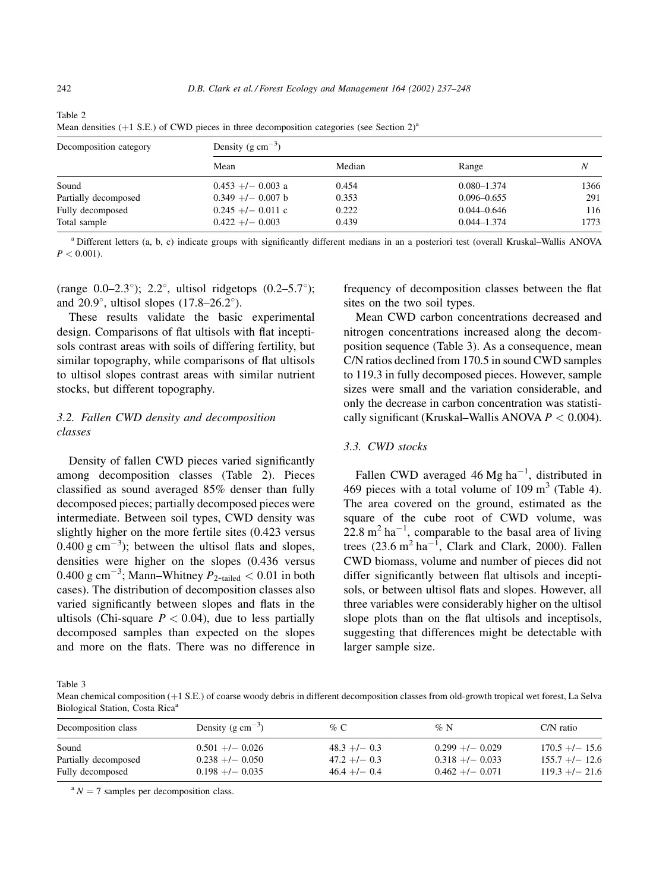Table 2
Mean densities (+1 S.E.) of CWD pieces in three decomposition categories (see Section 2)[a]

| Decomposition category | Density ($g\ cm^{-3}$) | | | |
|---|---|---|---|---|
| | Mean | Median | Range | $N$ |
| Sound | 0.453 +/− 0.003 a | 0.454 | 0.080–1.374 | 1366 |
| Partially decomposed | 0.349 +/− 0.007 b | 0.353 | 0.096–0.655 | 291 |
| Fully decomposed | 0.245 +/− 0.011 c | 0.222 | 0.044–0.646 | 116 |
| Total sample | 0.422 +/− 0.003 | 0.439 | 0.044–1.374 | 1773 |

[a] Different letters (a, b, c) indicate groups with significantly different medians in an a posteriori test (overall Kruskal–Wallis ANOVA $P < 0.001$).

(range 0.0–2.3°); 2.2°, ultisol ridgetops (0.2–5.7°); and 20.9°, ultisol slopes (17.8–26.2°).

These results validate the basic experimental design. Comparisons of flat ultisols with flat inceptisols contrast areas with soils of differing fertility, but similar topography, while comparisons of flat ultisols to ultisol slopes contrast areas with similar nutrient stocks, but different topography.

### 3.2. Fallen CWD density and decomposition classes

Density of fallen CWD pieces varied significantly among decomposition classes (Table 2). Pieces classified as sound averaged 85% denser than fully decomposed pieces; partially decomposed pieces were intermediate. Between soil types, CWD density was slightly higher on the more fertile sites (0.423 versus 0.400 $g\ cm^{-3}$); between the ultisol flats and slopes, densities were higher on the slopes (0.436 versus 0.400 $g\ cm^{-3}$; Mann–Whitney $P_{2\text{-tailed}} < 0.01$ in both cases). The distribution of decomposition classes also varied significantly between slopes and flats in the ultisols (Chi-square $P < 0.04$), due to less partially decomposed samples than expected on the slopes and more on the flats. There was no difference in frequency of decomposition classes between the flat sites on the two soil types.

Mean CWD carbon concentrations decreased and nitrogen concentrations increased along the decomposition sequence (Table 3). As a consequence, mean C/N ratios declined from 170.5 in sound CWD samples to 119.3 in fully decomposed pieces. However, sample sizes were small and the variation considerable, and only the decrease in carbon concentration was statistically significant (Kruskal–Wallis ANOVA $P < 0.004$).

### 3.3. CWD stocks

Fallen CWD averaged 46 $Mg\ ha^{-1}$, distributed in 469 pieces with a total volume of 109 $m^3$ (Table 4). The area covered on the ground, estimated as the square of the cube root of CWD volume, was 22.8 $m^2\ ha^{-1}$, comparable to the basal area of living trees (23.6 $m^2\ ha^{-1}$, Clark and Clark, 2000). Fallen CWD biomass, volume and number of pieces did not differ significantly between flat ultisols and inceptisols, or between ultisol flats and slopes. However, all three variables were considerably higher on the ultisol slope plots than on the flat ultisols and inceptisols, suggesting that differences might be detectable with larger sample size.

Table 3
Mean chemical composition (+1 S.E.) of coarse woody debris in different decomposition classes from old-growth tropical wet forest, La Selva Biological Station, Costa Rica[a]

| Decomposition class | Density ($g\ cm^{-3}$) | % C | % N | C/N ratio |
|---|---|---|---|---|
| Sound | 0.501 +/− 0.026 | 48.3 +/− 0.3 | 0.299 +/− 0.029 | 170.5 +/− 15.6 |
| Partially decomposed | 0.238 +/− 0.050 | 47.2 +/− 0.3 | 0.318 +/− 0.033 | 155.7 +/− 12.6 |
| Fully decomposed | 0.198 +/− 0.035 | 46.4 +/− 0.4 | 0.462 +/− 0.071 | 119.3 +/− 21.6 |

[a] $N = 7$ samples per decomposition class.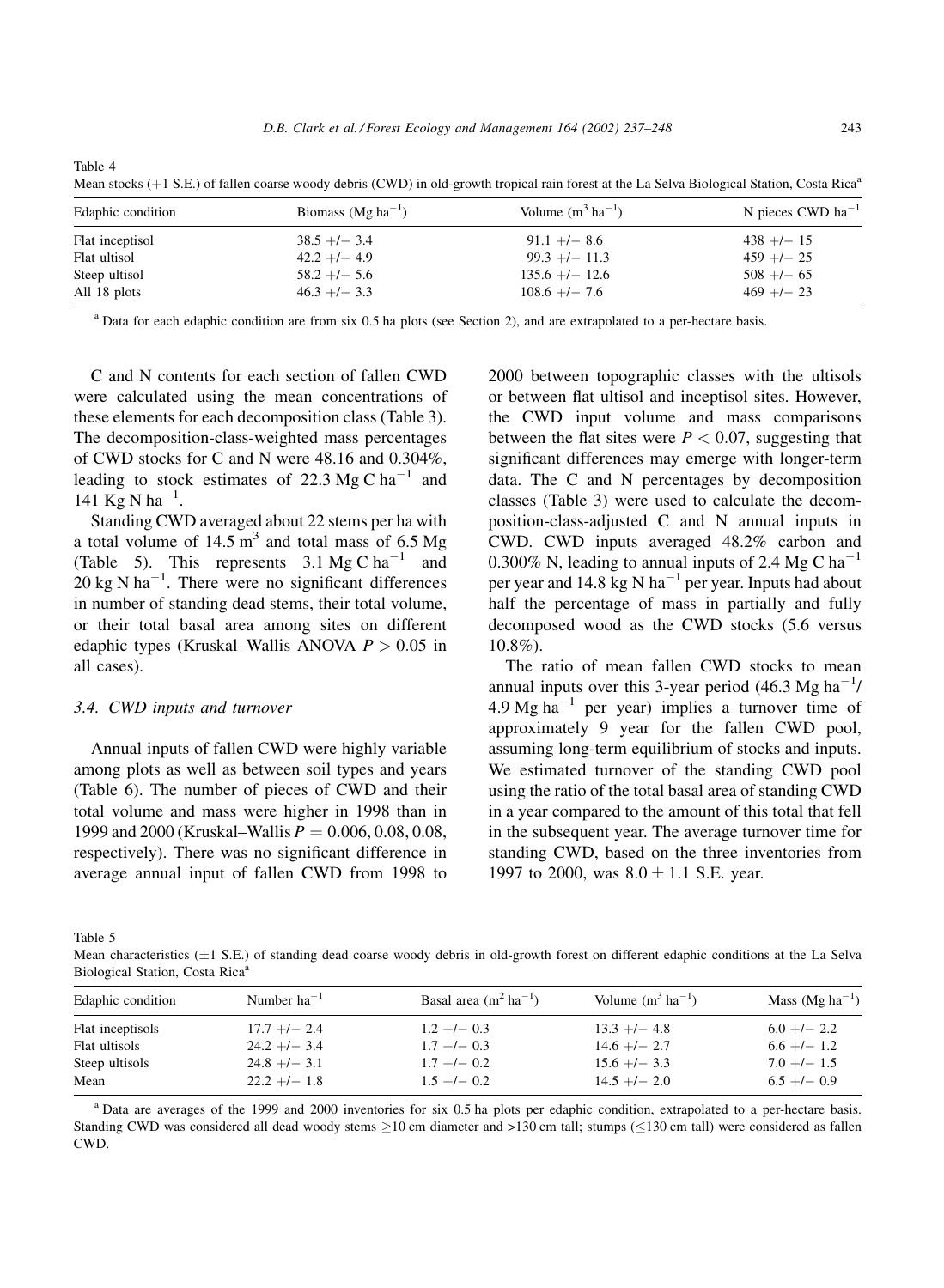Table 4
Mean stocks (+1 S.E.) of fallen coarse woody debris (CWD) in old-growth tropical rain forest at the La Selva Biological Station, Costa Rica[a]

| Edaphic condition | Biomass (Mg ha$^{-1}$) | Volume (m$^3$ ha$^{-1}$) | N pieces CWD ha$^{-1}$ |
|---|---|---|---|
| Flat inceptisol | 38.5 +/− 3.4 | 91.1 +/− 8.6 | 438 +/− 15 |
| Flat ultisol | 42.2 +/− 4.9 | 99.3 +/− 11.3 | 459 +/− 25 |
| Steep ultisol | 58.2 +/− 5.6 | 135.6 +/− 12.6 | 508 +/− 65 |
| All 18 plots | 46.3 +/− 3.3 | 108.6 +/− 7.6 | 469 +/− 23 |

[a] Data for each edaphic condition are from six 0.5 ha plots (see Section 2), and are extrapolated to a per-hectare basis.

C and N contents for each section of fallen CWD were calculated using the mean concentrations of these elements for each decomposition class (Table 3). The decomposition-class-weighted mass percentages of CWD stocks for C and N were 48.16 and 0.304%, leading to stock estimates of 22.3 Mg C ha$^{-1}$ and 141 Kg N ha$^{-1}$.

Standing CWD averaged about 22 stems per ha with a total volume of 14.5 m$^3$ and total mass of 6.5 Mg (Table 5). This represents 3.1 Mg C ha$^{-1}$ and 20 kg N ha$^{-1}$. There were no significant differences in number of standing dead stems, their total volume, or their total basal area among sites on different edaphic types (Kruskal–Wallis ANOVA $P > 0.05$ in all cases).

### 3.4. CWD inputs and turnover

Annual inputs of fallen CWD were highly variable among plots as well as between soil types and years (Table 6). The number of pieces of CWD and their total volume and mass were higher in 1998 than in 1999 and 2000 (Kruskal–Wallis $P = 0.006, 0.08, 0.08$, respectively). There was no significant difference in average annual input of fallen CWD from 1998 to 2000 between topographic classes with the ultisols or between flat ultisol and inceptisol sites. However, the CWD input volume and mass comparisons between the flat sites were $P < 0.07$, suggesting that significant differences may emerge with longer-term data. The C and N percentages by decomposition classes (Table 3) were used to calculate the decomposition-class-adjusted C and N annual inputs in CWD. CWD inputs averaged 48.2% carbon and 0.300% N, leading to annual inputs of 2.4 Mg C ha$^{-1}$ per year and 14.8 kg N ha$^{-1}$ per year. Inputs had about half the percentage of mass in partially and fully decomposed wood as the CWD stocks (5.6 versus 10.8%).

The ratio of mean fallen CWD stocks to mean annual inputs over this 3-year period (46.3 Mg ha$^{-1}$/4.9 Mg ha$^{-1}$ per year) implies a turnover time of approximately 9 year for the fallen CWD pool, assuming long-term equilibrium of stocks and inputs. We estimated turnover of the standing CWD pool using the ratio of the total basal area of standing CWD in a year compared to the amount of this total that fell in the subsequent year. The average turnover time for standing CWD, based on the three inventories from 1997 to 2000, was $8.0 \pm 1.1$ S.E. year.

Table 5
Mean characteristics (±1 S.E.) of standing dead coarse woody debris in old-growth forest on different edaphic conditions at the La Selva Biological Station, Costa Rica[a]

| Edaphic condition | Number ha$^{-1}$ | Basal area (m$^2$ ha$^{-1}$) | Volume (m$^3$ ha$^{-1}$) | Mass (Mg ha$^{-1}$) |
|---|---|---|---|---|
| Flat inceptisols | 17.7 +/− 2.4 | 1.2 +/− 0.3 | 13.3 +/− 4.8 | 6.0 +/− 2.2 |
| Flat ultisols | 24.2 +/− 3.4 | 1.7 +/− 0.3 | 14.6 +/− 2.7 | 6.6 +/− 1.2 |
| Steep ultisols | 24.8 +/− 3.1 | 1.7 +/− 0.2 | 15.6 +/− 3.3 | 7.0 +/− 1.5 |
| Mean | 22.2 +/− 1.8 | 1.5 +/− 0.2 | 14.5 +/− 2.0 | 6.5 +/− 0.9 |

[a] Data are averages of the 1999 and 2000 inventories for six 0.5 ha plots per edaphic condition, extrapolated to a per-hectare basis. Standing CWD was considered all dead woody stems ≥10 cm diameter and >130 cm tall; stumps (≤130 cm tall) were considered as fallen CWD.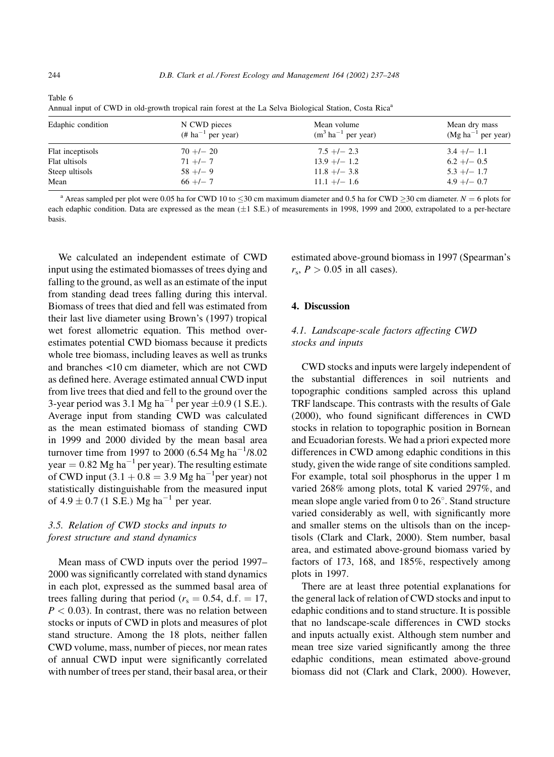Table 6
Annual input of CWD in old-growth tropical rain forest at the La Selva Biological Station, Costa Rica[a]

| Edaphic condition | N CWD pieces (# $ha^{-1}$ per year) | Mean volume ($m^3$ $ha^{-1}$ per year) | Mean dry mass (Mg $ha^{-1}$ per year) |
|---|---|---|---|
| Flat inceptisols | 70 +/− 20 | 7.5 +/− 2.3 | 3.4 +/− 1.1 |
| Flat ultisols | 71 +/− 7 | 13.9 +/− 1.2 | 6.2 +/− 0.5 |
| Steep ultisols | 58 +/− 9 | 11.8 +/− 3.8 | 5.3 +/− 1.7 |
| Mean | 66 +/− 7 | 11.1 +/− 1.6 | 4.9 +/− 0.7 |

[a] Areas sampled per plot were 0.05 ha for CWD 10 to ≤30 cm maximum diameter and 0.5 ha for CWD ≥30 cm diameter. $N = 6$ plots for each edaphic condition. Data are expressed as the mean (±1 S.E.) of measurements in 1998, 1999 and 2000, extrapolated to a per-hectare basis.

We calculated an independent estimate of CWD input using the estimated biomasses of trees dying and falling to the ground, as well as an estimate of the input from standing dead trees falling during this interval. Biomass of trees that died and fell was estimated from their last live diameter using Brown's (1997) tropical wet forest allometric equation. This method overestimates potential CWD biomass because it predicts whole tree biomass, including leaves as well as trunks and branches <10 cm diameter, which are not CWD as defined here. Average estimated annual CWD input from live trees that died and fell to the ground over the 3-year period was 3.1 Mg $ha^{-1}$ per year ±0.9 (1 S.E.). Average input from standing CWD was calculated as the mean estimated biomass of standing CWD in 1999 and 2000 divided by the mean basal area turnover time from 1997 to 2000 (6.54 Mg $ha^{-1}$/8.02 year = 0.82 Mg $ha^{-1}$ per year). The resulting estimate of CWD input (3.1 + 0.8 = 3.9 Mg $ha^{-1}$per year) not statistically distinguishable from the measured input of 4.9 ± 0.7 (1 S.E.) Mg $ha^{-1}$ per year.

### 3.5. Relation of CWD stocks and inputs to forest structure and stand dynamics

Mean mass of CWD inputs over the period 1997–2000 was significantly correlated with stand dynamics in each plot, expressed as the summed basal area of trees falling during that period ($r_s = 0.54$, d.f. = 17, $P < 0.03$). In contrast, there was no relation between stocks or inputs of CWD in plots and measures of plot stand structure. Among the 18 plots, neither fallen CWD volume, mass, number of pieces, nor mean rates of annual CWD input were significantly correlated with number of trees per stand, their basal area, or their estimated above-ground biomass in 1997 (Spearman's $r_s$, $P > 0.05$ in all cases).

## 4. Discussion

### 4.1. Landscape-scale factors affecting CWD stocks and inputs

CWD stocks and inputs were largely independent of the substantial differences in soil nutrients and topographic conditions sampled across this upland TRF landscape. This contrasts with the results of Gale (2000), who found significant differences in CWD stocks in relation to topographic position in Bornean and Ecuadorian forests. We had a priori expected more differences in CWD among edaphic conditions in this study, given the wide range of site conditions sampled. For example, total soil phosphorus in the upper 1 m varied 268% among plots, total K varied 297%, and mean slope angle varied from 0 to 26°. Stand structure varied considerably as well, with significantly more and smaller stems on the ultisols than on the inceptisols (Clark and Clark, 2000). Stem number, basal area, and estimated above-ground biomass varied by factors of 173, 168, and 185%, respectively among plots in 1997.

There are at least three potential explanations for the general lack of relation of CWD stocks and input to edaphic conditions and to stand structure. It is possible that no landscape-scale differences in CWD stocks and inputs actually exist. Although stem number and mean tree size varied significantly among the three edaphic conditions, mean estimated above-ground biomass did not (Clark and Clark, 2000). However,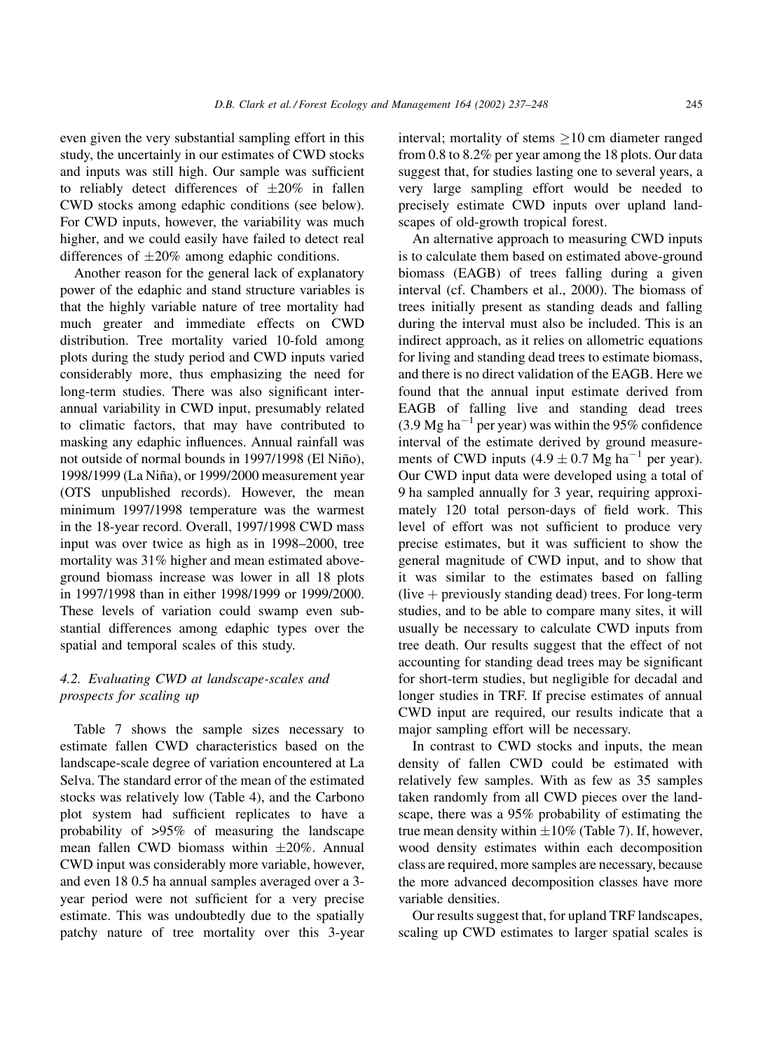even given the very substantial sampling effort in this study, the uncertainly in our estimates of CWD stocks and inputs was still high. Our sample was sufficient to reliably detect differences of $\pm 20\%$ in fallen CWD stocks among edaphic conditions (see below). For CWD inputs, however, the variability was much higher, and we could easily have failed to detect real differences of $\pm 20\%$ among edaphic conditions.

Another reason for the general lack of explanatory power of the edaphic and stand structure variables is that the highly variable nature of tree mortality had much greater and immediate effects on CWD distribution. Tree mortality varied 10-fold among plots during the study period and CWD inputs varied considerably more, thus emphasizing the need for long-term studies. There was also significant inter-annual variability in CWD input, presumably related to climatic factors, that may have contributed to masking any edaphic influences. Annual rainfall was not outside of normal bounds in 1997/1998 (El Niño), 1998/1999 (La Niña), or 1999/2000 measurement year (OTS unpublished records). However, the mean minimum 1997/1998 temperature was the warmest in the 18-year record. Overall, 1997/1998 CWD mass input was over twice as high as in 1998–2000, tree mortality was 31% higher and mean estimated above-ground biomass increase was lower in all 18 plots in 1997/1998 than in either 1998/1999 or 1999/2000. These levels of variation could swamp even substantial differences among edaphic types over the spatial and temporal scales of this study.

### 4.2. Evaluating CWD at landscape-scales and prospects for scaling up

Table 7 shows the sample sizes necessary to estimate fallen CWD characteristics based on the landscape-scale degree of variation encountered at La Selva. The standard error of the mean of the estimated stocks was relatively low (Table 4), and the Carbono plot system had sufficient replicates to have a probability of >95% of measuring the landscape mean fallen CWD biomass within $\pm 20\%$. Annual CWD input was considerably more variable, however, and even 18 0.5 ha annual samples averaged over a 3-year period were not sufficient for a very precise estimate. This was undoubtedly due to the spatially patchy nature of tree mortality over this 3-year interval; mortality of stems $\geq 10$ cm diameter ranged from 0.8 to 8.2% per year among the 18 plots. Our data suggest that, for studies lasting one to several years, a very large sampling effort would be needed to precisely estimate CWD inputs over upland landscapes of old-growth tropical forest.

An alternative approach to measuring CWD inputs is to calculate them based on estimated above-ground biomass (EAGB) of trees falling during a given interval (cf. Chambers et al., 2000). The biomass of trees initially present as standing deads and falling during the interval must also be included. This is an indirect approach, as it relies on allometric equations for living and standing dead trees to estimate biomass, and there is no direct validation of the EAGB. Here we found that the annual input estimate derived from EAGB of falling live and standing dead trees (3.9 Mg $ha^{-1}$ per year) was within the 95% confidence interval of the estimate derived by ground measurements of CWD inputs ($4.9 \pm 0.7$ Mg $ha^{-1}$ per year). Our CWD input data were developed using a total of 9 ha sampled annually for 3 year, requiring approximately 120 total person-days of field work. This level of effort was not sufficient to produce very precise estimates, but it was sufficient to show the general magnitude of CWD input, and to show that it was similar to the estimates based on falling (live + previously standing dead) trees. For long-term studies, and to be able to compare many sites, it will usually be necessary to calculate CWD inputs from tree death. Our results suggest that the effect of not accounting for standing dead trees may be significant for short-term studies, but negligible for decadal and longer studies in TRF. If precise estimates of annual CWD input are required, our results indicate that a major sampling effort will be necessary.

In contrast to CWD stocks and inputs, the mean density of fallen CWD could be estimated with relatively few samples. With as few as 35 samples taken randomly from all CWD pieces over the landscape, there was a 95% probability of estimating the true mean density within $\pm 10\%$ (Table 7). If, however, wood density estimates within each decomposition class are required, more samples are necessary, because the more advanced decomposition classes have more variable densities.

Our results suggest that, for upland TRF landscapes, scaling up CWD estimates to larger spatial scales is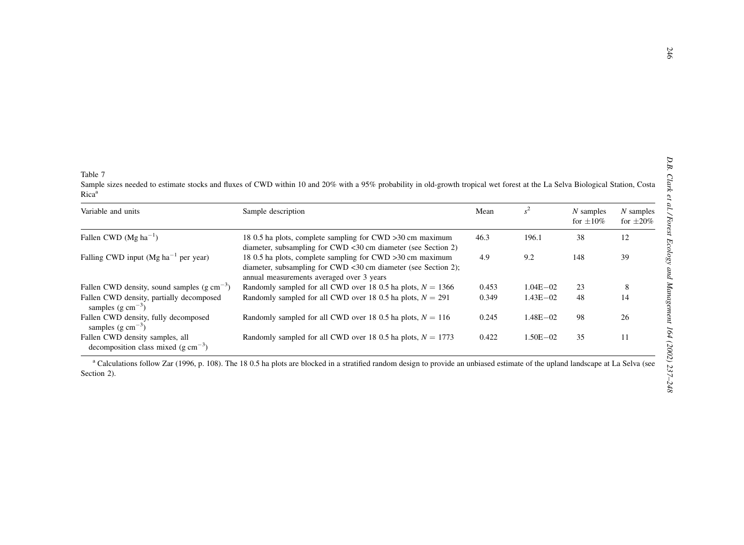Table 7

Sample sizes needed to estimate stocks and fluxes of CWD within 10 and 20% with a 95% probability in old-growth tropical wet forest at the La Selva Biological Station, Costa Rica[a]

| Variable and units | Sample description | Mean | $s^2$ | $N$ samples for ±10% | $N$ samples for ±20% |
|---|---|---|---|---|---|
| Fallen CWD (Mg $ha^{-1}$) | 18 0.5 ha plots, complete sampling for CWD >30 cm maximum diameter, subsampling for CWD <30 cm diameter (see Section 2) | 46.3 | 196.1 | 38 | 12 |
| Falling CWD input (Mg $ha^{-1}$ per year) | 18 0.5 ha plots, complete sampling for CWD >30 cm maximum diameter, subsampling for CWD <30 cm diameter (see Section 2); annual measurements averaged over 3 years | 4.9 | 9.2 | 148 | 39 |
| Fallen CWD density, sound samples (g $cm^{-3}$) | Randomly sampled for all CWD over 18 0.5 ha plots, $N = 1366$ | 0.453 | 1.04E−02 | 23 | 8 |
| Fallen CWD density, partially decomposed samples (g $cm^{-3}$) | Randomly sampled for all CWD over 18 0.5 ha plots, $N = 291$ | 0.349 | 1.43E−02 | 48 | 14 |
| Fallen CWD density, fully decomposed samples (g $cm^{-3}$) | Randomly sampled for all CWD over 18 0.5 ha plots, $N = 116$ | 0.245 | 1.48E−02 | 98 | 26 |
| Fallen CWD density samples, all decomposition class mixed (g $cm^{-3}$) | Randomly sampled for all CWD over 18 0.5 ha plots, $N = 1773$ | 0.422 | 1.50E−02 | 35 | 11 |

[a] Calculations follow Zar (1996, p. 108). The 18 0.5 ha plots are blocked in a stratified random design to provide an unbiased estimate of the upland landscape at La Selva (see Section 2).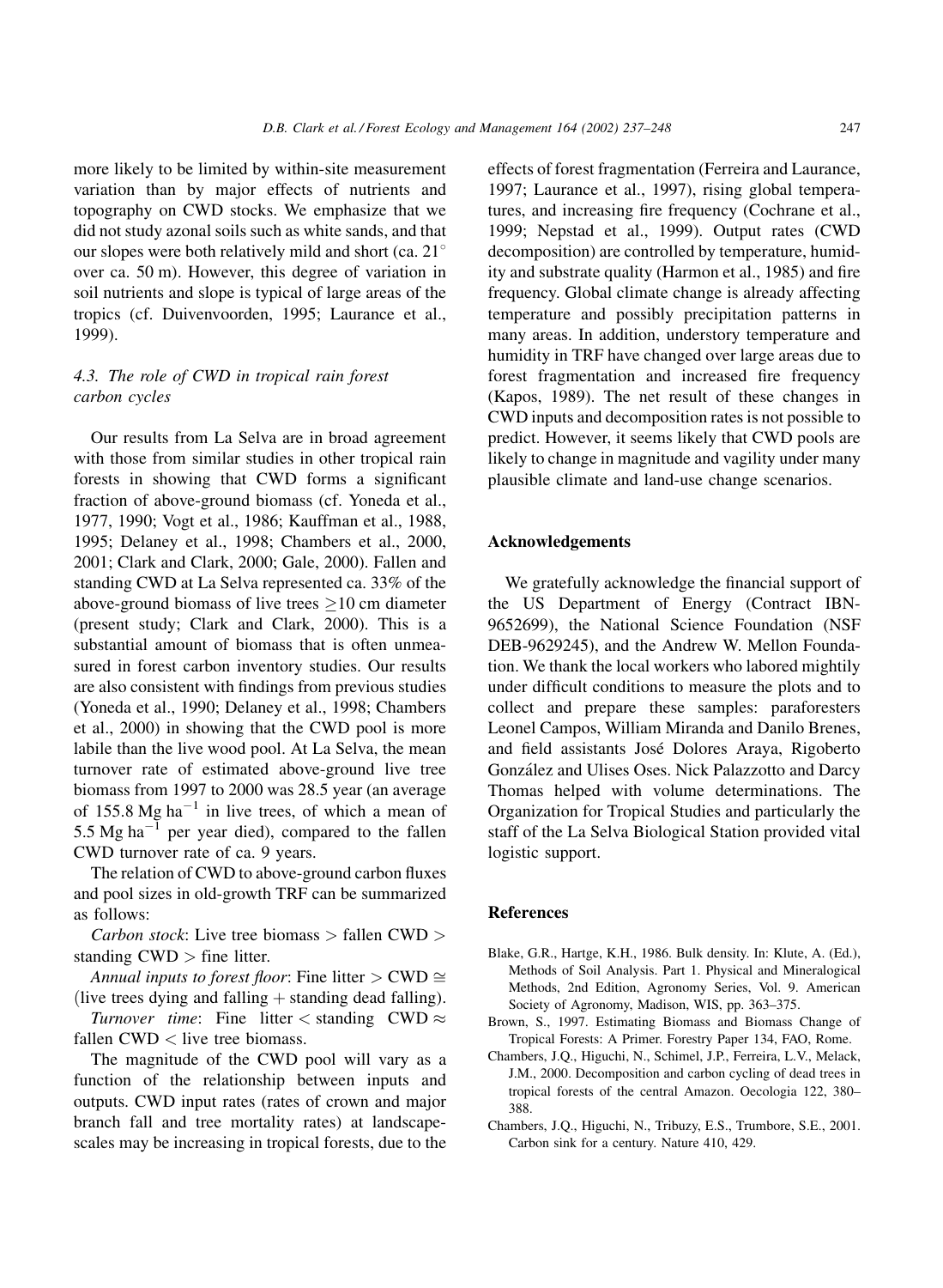more likely to be limited by within-site measurement variation than by major effects of nutrients and topography on CWD stocks. We emphasize that we did not study azonal soils such as white sands, and that our slopes were both relatively mild and short (ca. 21° over ca. 50 m). However, this degree of variation in soil nutrients and slope is typical of large areas of the tropics (cf. Duivenvoorden, 1995; Laurance et al., 1999).

### 4.3. The role of CWD in tropical rain forest carbon cycles

Our results from La Selva are in broad agreement with those from similar studies in other tropical rain forests in showing that CWD forms a significant fraction of above-ground biomass (cf. Yoneda et al., 1977, 1990; Vogt et al., 1986; Kauffman et al., 1988, 1995; Delaney et al., 1998; Chambers et al., 2000, 2001; Clark and Clark, 2000; Gale, 2000). Fallen and standing CWD at La Selva represented ca. 33% of the above-ground biomass of live trees $\geq$10 cm diameter (present study; Clark and Clark, 2000). This is a substantial amount of biomass that is often unmeasured in forest carbon inventory studies. Our results are also consistent with findings from previous studies (Yoneda et al., 1990; Delaney et al., 1998; Chambers et al., 2000) in showing that the CWD pool is more labile than the live wood pool. At La Selva, the mean turnover rate of estimated above-ground live tree biomass from 1997 to 2000 was 28.5 year (an average of 155.8 Mg ha$^{-1}$ in live trees, of which a mean of 5.5 Mg ha$^{-1}$ per year died), compared to the fallen CWD turnover rate of ca. 9 years.

The relation of CWD to above-ground carbon fluxes and pool sizes in old-growth TRF can be summarized as follows:

*Carbon stock*: Live tree biomass > fallen CWD > standing CWD > fine litter.

*Annual inputs to forest floor*: Fine litter > CWD $\cong$ (live trees dying and falling + standing dead falling).

*Turnover time*: Fine litter < standing CWD $\approx$ fallen CWD < live tree biomass.

The magnitude of the CWD pool will vary as a function of the relationship between inputs and outputs. CWD input rates (rates of crown and major branch fall and tree mortality rates) at landscape-scales may be increasing in tropical forests, due to the effects of forest fragmentation (Ferreira and Laurance, 1997; Laurance et al., 1997), rising global temperatures, and increasing fire frequency (Cochrane et al., 1999; Nepstad et al., 1999). Output rates (CWD decomposition) are controlled by temperature, humidity and substrate quality (Harmon et al., 1985) and fire frequency. Global climate change is already affecting temperature and possibly precipitation patterns in many areas. In addition, understory temperature and humidity in TRF have changed over large areas due to forest fragmentation and increased fire frequency (Kapos, 1989). The net result of these changes in CWD inputs and decomposition rates is not possible to predict. However, it seems likely that CWD pools are likely to change in magnitude and vagility under many plausible climate and land-use change scenarios.

## Acknowledgements

We gratefully acknowledge the financial support of the US Department of Energy (Contract IBN-9652699), the National Science Foundation (NSF DEB-9629245), and the Andrew W. Mellon Foundation. We thank the local workers who labored mightily under difficult conditions to measure the plots and to collect and prepare these samples: paraforesters Leonel Campos, William Miranda and Danilo Brenes, and field assistants José Dolores Araya, Rigoberto González and Ulises Oses. Nick Palazzotto and Darcy Thomas helped with volume determinations. The Organization for Tropical Studies and particularly the staff of the La Selva Biological Station provided vital logistic support.

## References

Blake, G.R., Hartge, K.H., 1986. Bulk density. In: Klute, A. (Ed.), Methods of Soil Analysis. Part 1. Physical and Mineralogical Methods, 2nd Edition, Agronomy Series, Vol. 9. American Society of Agronomy, Madison, WIS, pp. 363–375.

Brown, S., 1997. Estimating Biomass and Biomass Change of Tropical Forests: A Primer. Forestry Paper 134, FAO, Rome.

Chambers, J.Q., Higuchi, N., Schimel, J.P., Ferreira, L.V., Melack, J.M., 2000. Decomposition and carbon cycling of dead trees in tropical forests of the central Amazon. Oecologia 122, 380–388.

Chambers, J.Q., Higuchi, N., Tribuzy, E.S., Trumbore, S.E., 2001. Carbon sink for a century. Nature 410, 429.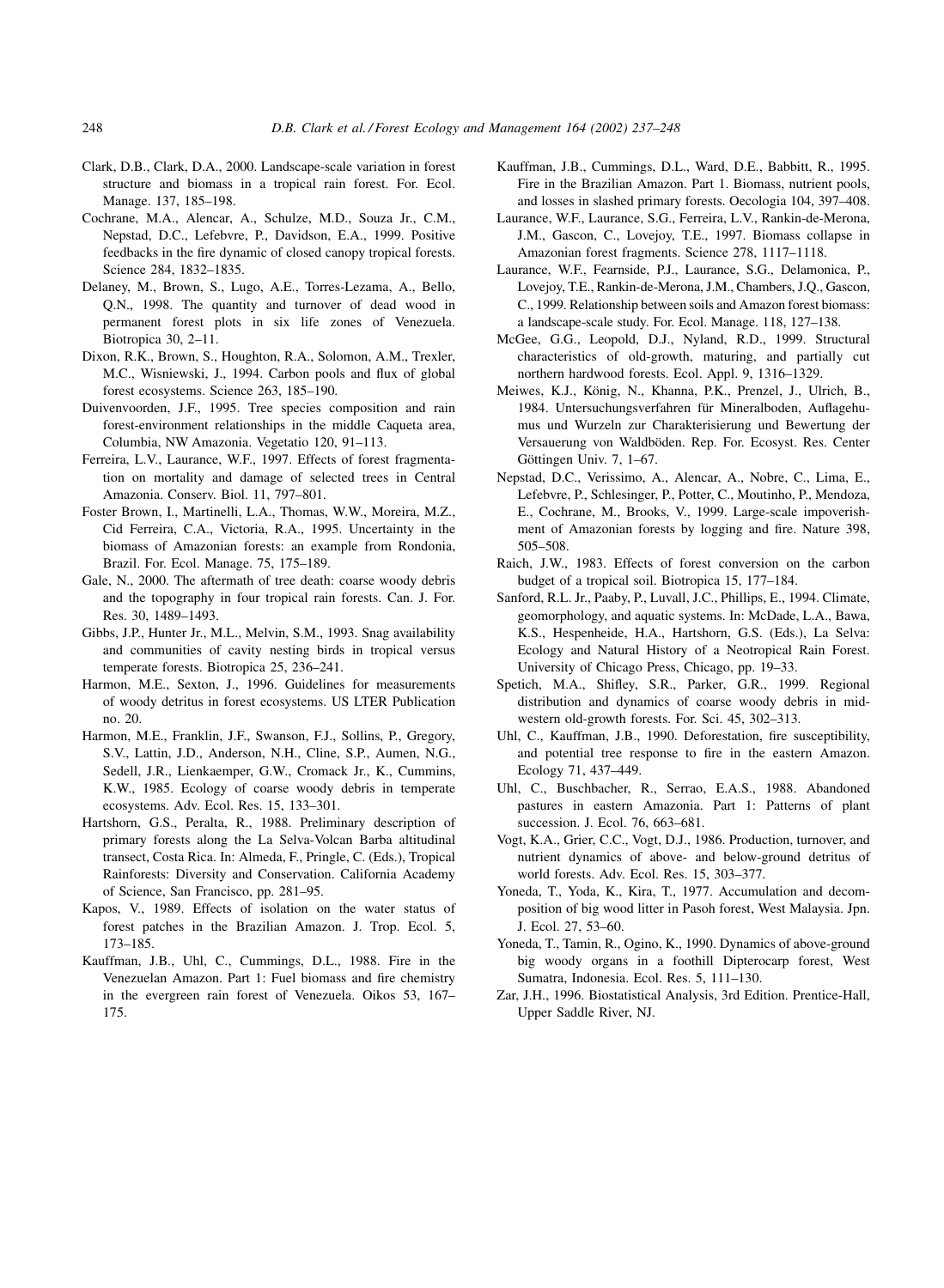Clark, D.B., Clark, D.A., 2000. Landscape-scale variation in forest structure and biomass in a tropical rain forest. For. Ecol. Manage. 137, 185–198.

Cochrane, M.A., Alencar, A., Schulze, M.D., Souza Jr., C.M., Nepstad, D.C., Lefebvre, P., Davidson, E.A., 1999. Positive feedbacks in the fire dynamic of closed canopy tropical forests. Science 284, 1832–1835.

Delaney, M., Brown, S., Lugo, A.E., Torres-Lezama, A., Bello, Q.N., 1998. The quantity and turnover of dead wood in permanent forest plots in six life zones of Venezuela. Biotropica 30, 2–11.

Dixon, R.K., Brown, S., Houghton, R.A., Solomon, A.M., Trexler, M.C., Wisniewski, J., 1994. Carbon pools and flux of global forest ecosystems. Science 263, 185–190.

Duivenvoorden, J.F., 1995. Tree species composition and rain forest-environment relationships in the middle Caqueta area, Columbia, NW Amazonia. Vegetatio 120, 91–113.

Ferreira, L.V., Laurance, W.F., 1997. Effects of forest fragmentation on mortality and damage of selected trees in Central Amazonia. Conserv. Biol. 11, 797–801.

Foster Brown, I., Martinelli, L.A., Thomas, W.W., Moreira, M.Z., Cid Ferreira, C.A., Victoria, R.A., 1995. Uncertainty in the biomass of Amazonian forests: an example from Rondonia, Brazil. For. Ecol. Manage. 75, 175–189.

Gale, N., 2000. The aftermath of tree death: coarse woody debris and the topography in four tropical rain forests. Can. J. For. Res. 30, 1489–1493.

Gibbs, J.P., Hunter Jr., M.L., Melvin, S.M., 1993. Snag availability and communities of cavity nesting birds in tropical versus temperate forests. Biotropica 25, 236–241.

Harmon, M.E., Sexton, J., 1996. Guidelines for measurements of woody detritus in forest ecosystems. US LTER Publication no. 20.

Harmon, M.E., Franklin, J.F., Swanson, F.J., Sollins, P., Gregory, S.V., Lattin, J.D., Anderson, N.H., Cline, S.P., Aumen, N.G., Sedell, J.R., Lienkaemper, G.W., Cromack Jr., K., Cummins, K.W., 1985. Ecology of coarse woody debris in temperate ecosystems. Adv. Ecol. Res. 15, 133–301.

Hartshorn, G.S., Peralta, R., 1988. Preliminary description of primary forests along the La Selva-Volcan Barba altitudinal transect, Costa Rica. In: Almeda, F., Pringle, C. (Eds.), Tropical Rainforests: Diversity and Conservation. California Academy of Science, San Francisco, pp. 281–95.

Kapos, V., 1989. Effects of isolation on the water status of forest patches in the Brazilian Amazon. J. Trop. Ecol. 5, 173–185.

Kauffman, J.B., Uhl, C., Cummings, D.L., 1988. Fire in the Venezuelan Amazon. Part 1: Fuel biomass and fire chemistry in the evergreen rain forest of Venezuela. Oikos 53, 167–175.

Kauffman, J.B., Cummings, D.L., Ward, D.E., Babbitt, R., 1995. Fire in the Brazilian Amazon. Part 1. Biomass, nutrient pools, and losses in slashed primary forests. Oecologia 104, 397–408.

Laurance, W.F., Laurance, S.G., Ferreira, L.V., Rankin-de-Merona, J.M., Gascon, C., Lovejoy, T.E., 1997. Biomass collapse in Amazonian forest fragments. Science 278, 1117–1118.

Laurance, W.F., Fearnside, P.J., Laurance, S.G., Delamonica, P., Lovejoy, T.E., Rankin-de-Merona, J.M., Chambers, J.Q., Gascon, C., 1999. Relationship between soils and Amazon forest biomass: a landscape-scale study. For. Ecol. Manage. 118, 127–138.

McGee, G.G., Leopold, D.J., Nyland, R.D., 1999. Structural characteristics of old-growth, maturing, and partially cut northern hardwood forests. Ecol. Appl. 9, 1316–1329.

Meiwes, K.J., König, N., Khanna, P.K., Prenzel, J., Ulrich, B., 1984. Untersuchungsverfahren für Mineralboden, Auflagehumus und Wurzeln zur Charakterisierung und Bewertung der Versauerung von Waldböden. Rep. For. Ecosyst. Res. Center Göttingen Univ. 7, 1–67.

Nepstad, D.C., Verissimo, A., Alencar, A., Nobre, C., Lima, E., Lefebvre, P., Schlesinger, P., Potter, C., Moutinho, P., Mendoza, E., Cochrane, M., Brooks, V., 1999. Large-scale impoverishment of Amazonian forests by logging and fire. Nature 398, 505–508.

Raich, J.W., 1983. Effects of forest conversion on the carbon budget of a tropical soil. Biotropica 15, 177–184.

Sanford, R.L. Jr., Paaby, P., Luvall, J.C., Phillips, E., 1994. Climate, geomorphology, and aquatic systems. In: McDade, L.A., Bawa, K.S., Hespenheide, H.A., Hartshorn, G.S. (Eds.), La Selva: Ecology and Natural History of a Neotropical Rain Forest. University of Chicago Press, Chicago, pp. 19–33.

Spetich, M.A., Shifley, S.R., Parker, G.R., 1999. Regional distribution and dynamics of coarse woody debris in midwestern old-growth forests. For. Sci. 45, 302–313.

Uhl, C., Kauffman, J.B., 1990. Deforestation, fire susceptibility, and potential tree response to fire in the eastern Amazon. Ecology 71, 437–449.

Uhl, C., Buschbacher, R., Serrao, E.A.S., 1988. Abandoned pastures in eastern Amazonia. Part 1: Patterns of plant succession. J. Ecol. 76, 663–681.

Vogt, K.A., Grier, C.C., Vogt, D.J., 1986. Production, turnover, and nutrient dynamics of above- and below-ground detritus of world forests. Adv. Ecol. Res. 15, 303–377.

Yoneda, T., Yoda, K., Kira, T., 1977. Accumulation and decomposition of big wood litter in Pasoh forest, West Malaysia. Jpn. J. Ecol. 27, 53–60.

Yoneda, T., Tamin, R., Ogino, K., 1990. Dynamics of above-ground big woody organs in a foothill Dipterocarp forest, West Sumatra, Indonesia. Ecol. Res. 5, 111–130.

Zar, J.H., 1996. Biostatistical Analysis, 3rd Edition. Prentice-Hall, Upper Saddle River, NJ.